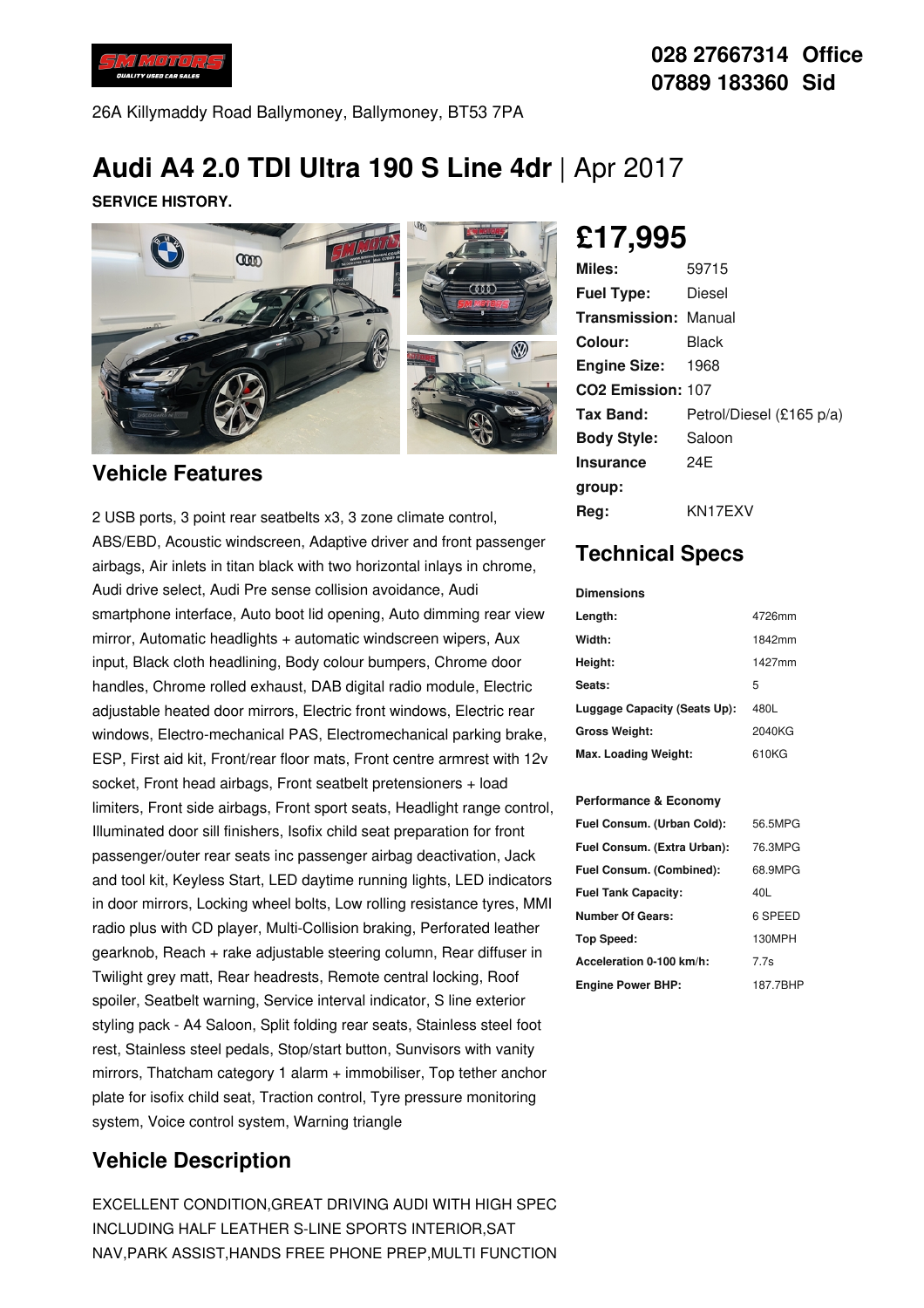028 27667314 Office
07889 183360 Sid

26A Killymaddy Road Ballymoney, Ballymoney, BT53 7PA

# Audi A4 2.0 TDI Ultra 190 S Line 4dr | Apr 2017

**SERVICE HISTORY.**

## £17,995

| | |
|---|---|
| **Miles:** | 59715 |
| **Fuel Type:** | Diesel |
| **Transmission:** | Manual |
| **Colour:** | Black |
| **Engine Size:** | 1968 |
| **CO2 Emission:** | 107 |
| **Tax Band:** | Petrol/Diesel (£165 p/a) |
| **Body Style:** | Saloon |
| **Insurance group:** | 24E |
| **Reg:** | KN17EXV |

## Technical Specs

**Dimensions**

| | |
|---|---|
| **Length:** | 4726mm |
| **Width:** | 1842mm |
| **Height:** | 1427mm |
| **Seats:** | 5 |
| **Luggage Capacity (Seats Up):** | 480L |
| **Gross Weight:** | 2040KG |
| **Max. Loading Weight:** | 610KG |

**Performance & Economy**

| | |
|---|---|
| **Fuel Consum. (Urban Cold):** | 56.5MPG |
| **Fuel Consum. (Extra Urban):** | 76.3MPG |
| **Fuel Consum. (Combined):** | 68.9MPG |
| **Fuel Tank Capacity:** | 40L |
| **Number Of Gears:** | 6 SPEED |
| **Top Speed:** | 130MPH |
| **Acceleration 0-100 km/h:** | 7.7s |
| **Engine Power BHP:** | 187.7BHP |

## Vehicle Features

2 USB ports, 3 point rear seatbelts x3, 3 zone climate control, ABS/EBD, Acoustic windscreen, Adaptive driver and front passenger airbags, Air inlets in titan black with two horizontal inlays in chrome, Audi drive select, Audi Pre sense collision avoidance, Audi smartphone interface, Auto boot lid opening, Auto dimming rear view mirror, Automatic headlights + automatic windscreen wipers, Aux input, Black cloth headlining, Body colour bumpers, Chrome door handles, Chrome rolled exhaust, DAB digital radio module, Electric adjustable heated door mirrors, Electric front windows, Electric rear windows, Electro-mechanical PAS, Electromechanical parking brake, ESP, First aid kit, Front/rear floor mats, Front centre armrest with 12v socket, Front head airbags, Front seatbelt pretensioners + load limiters, Front side airbags, Front sport seats, Headlight range control, Illuminated door sill finishers, Isofix child seat preparation for front passenger/outer rear seats inc passenger airbag deactivation, Jack and tool kit, Keyless Start, LED daytime running lights, LED indicators in door mirrors, Locking wheel bolts, Low rolling resistance tyres, MMI radio plus with CD player, Multi-Collision braking, Perforated leather gearknob, Reach + rake adjustable steering column, Rear diffuser in Twilight grey matt, Rear headrests, Remote central locking, Roof spoiler, Seatbelt warning, Service interval indicator, S line exterior styling pack - A4 Saloon, Split folding rear seats, Stainless steel foot rest, Stainless steel pedals, Stop/start button, Sunvisors with vanity mirrors, Thatcham category 1 alarm + immobiliser, Top tether anchor plate for isofix child seat, Traction control, Tyre pressure monitoring system, Voice control system, Warning triangle

## Vehicle Description

EXCELLENT CONDITION,GREAT DRIVING AUDI WITH HIGH SPEC INCLUDING HALF LEATHER S-LINE SPORTS INTERIOR,SAT NAV,PARK ASSIST,HANDS FREE PHONE PREP,MULTI FUNCTION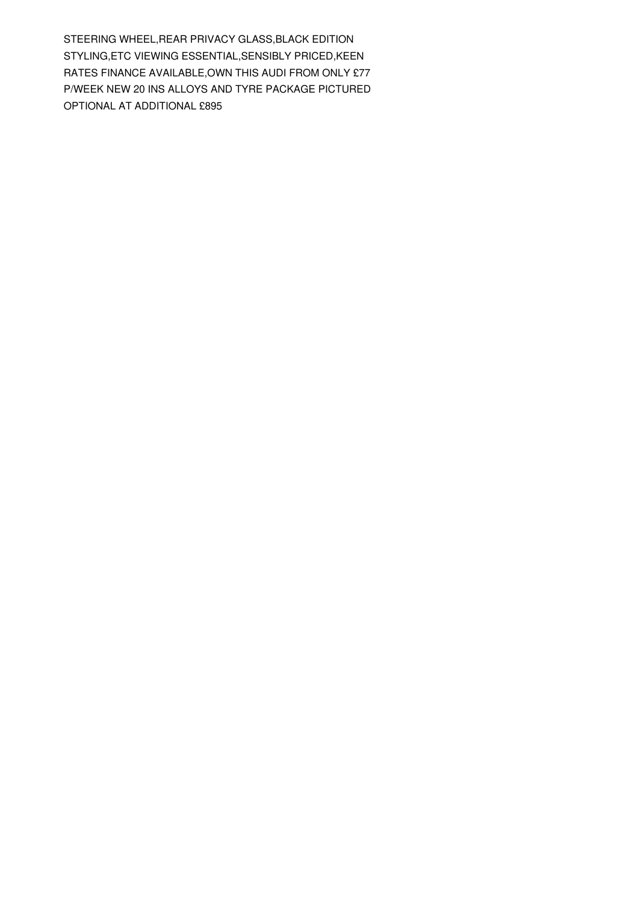STEERING WHEEL,REAR PRIVACY GLASS,BLACK EDITION STYLING,ETC VIEWING ESSENTIAL,SENSIBLY PRICED,KEEN RATES FINANCE AVAILABLE,OWN THIS AUDI FROM ONLY £77 P/WEEK NEW 20 INS ALLOYS AND TYRE PACKAGE PICTURED OPTIONAL AT ADDITIONAL £895